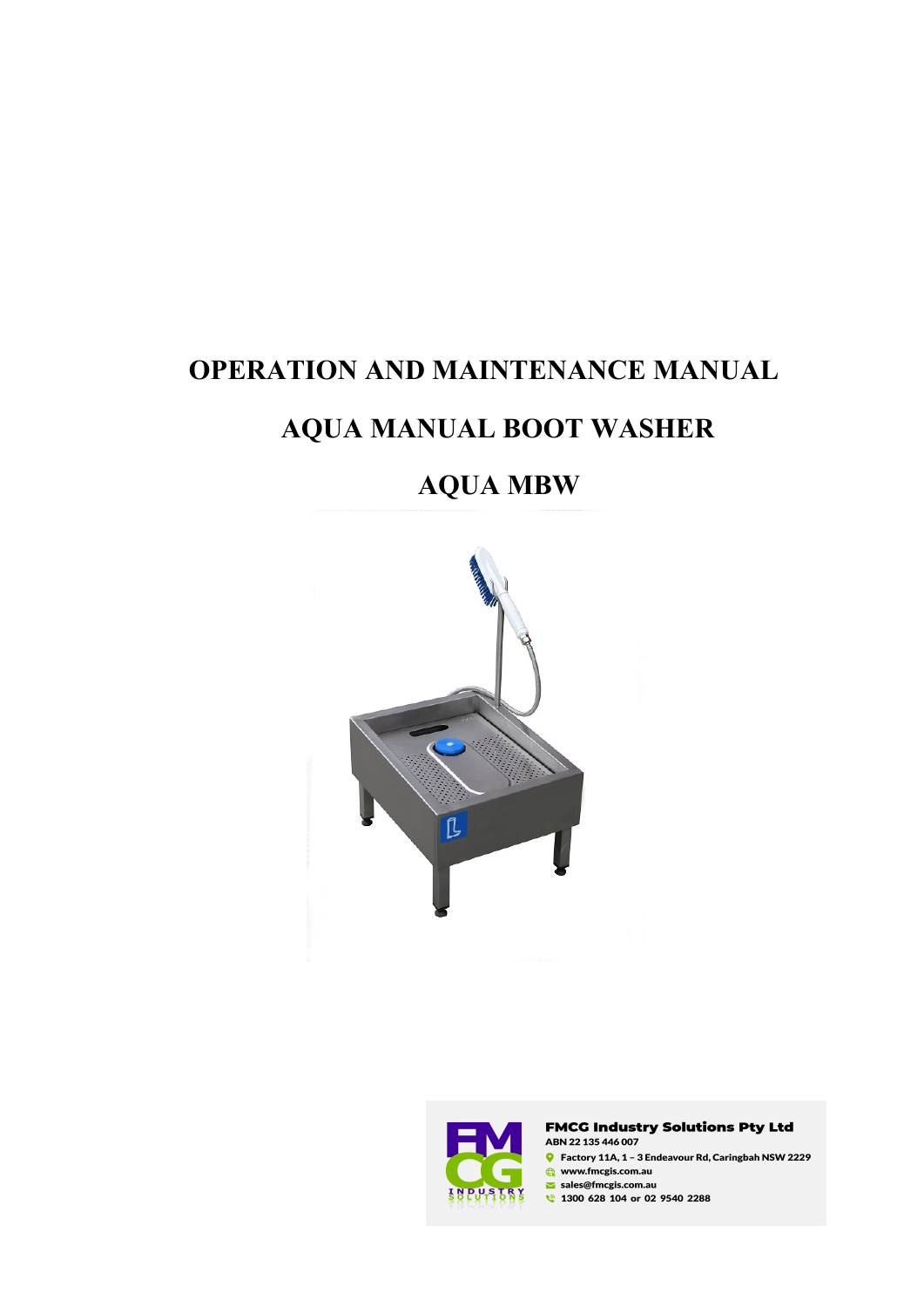# OPERATION AND MAINTENANCE MANUAL

# AQUA MANUAL BOOT WASHER

# AQUA MBW

**FMCG Industry Solutions Pty Ltd**
ABN 22 135 446 007
Factory 11A, 1 – 3 Endeavour Rd, Caringbah NSW 2229
www.fmcgis.com.au
sales@fmcgis.com.au
1300 628 104 or 02 9540 2288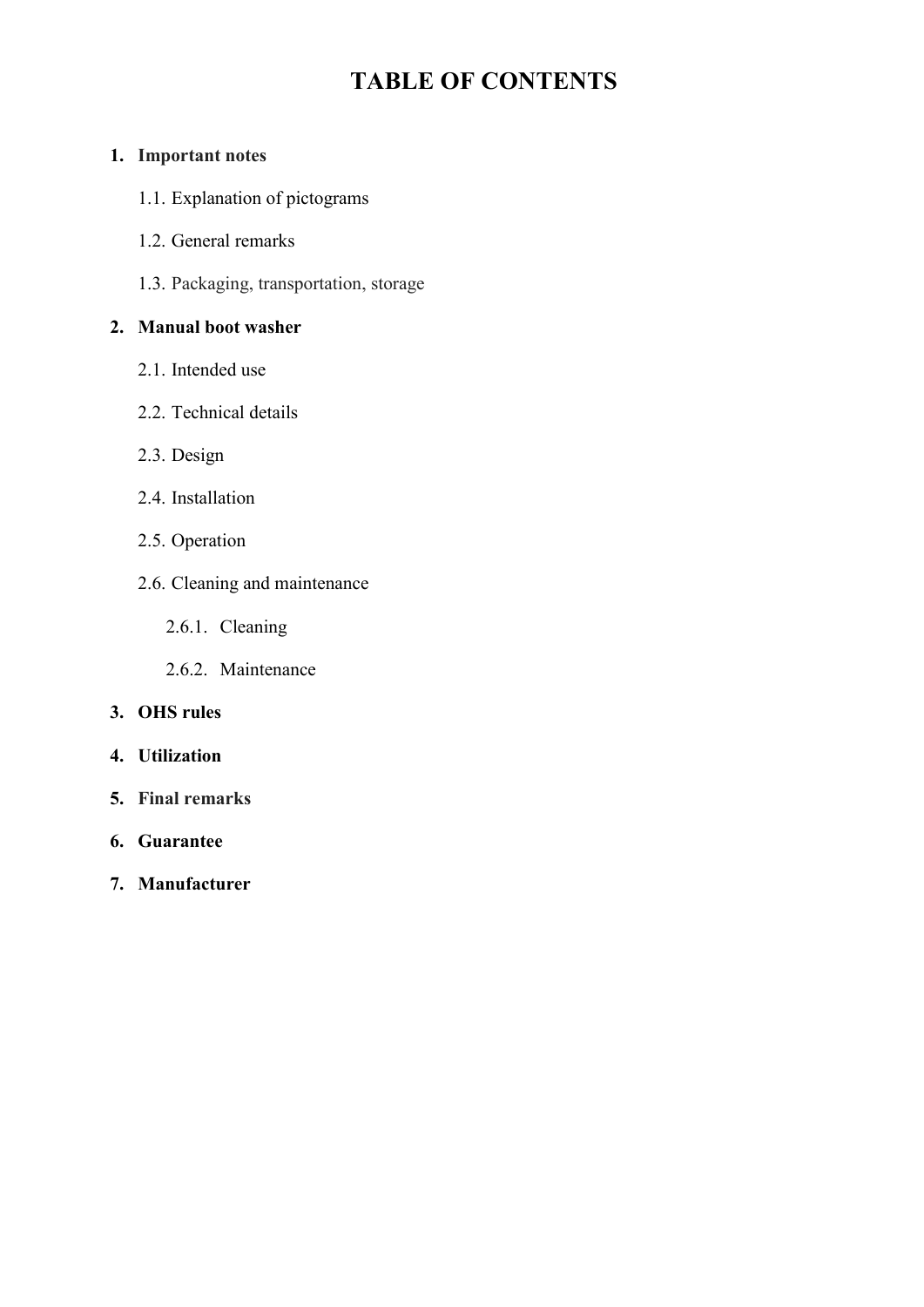# TABLE OF CONTENTS

1. **Important notes**
    1.1. Explanation of pictograms
    1.2. General remarks
    1.3. Packaging, transportation, storage
2. **Manual boot washer**
    2.1. Intended use
    2.2. Technical details
    2.3. Design
    2.4. Installation
    2.5. Operation
    2.6. Cleaning and maintenance
        2.6.1. Cleaning
        2.6.2. Maintenance
3. **OHS rules**
4. **Utilization**
5. **Final remarks**
6. **Guarantee**
7. **Manufacturer**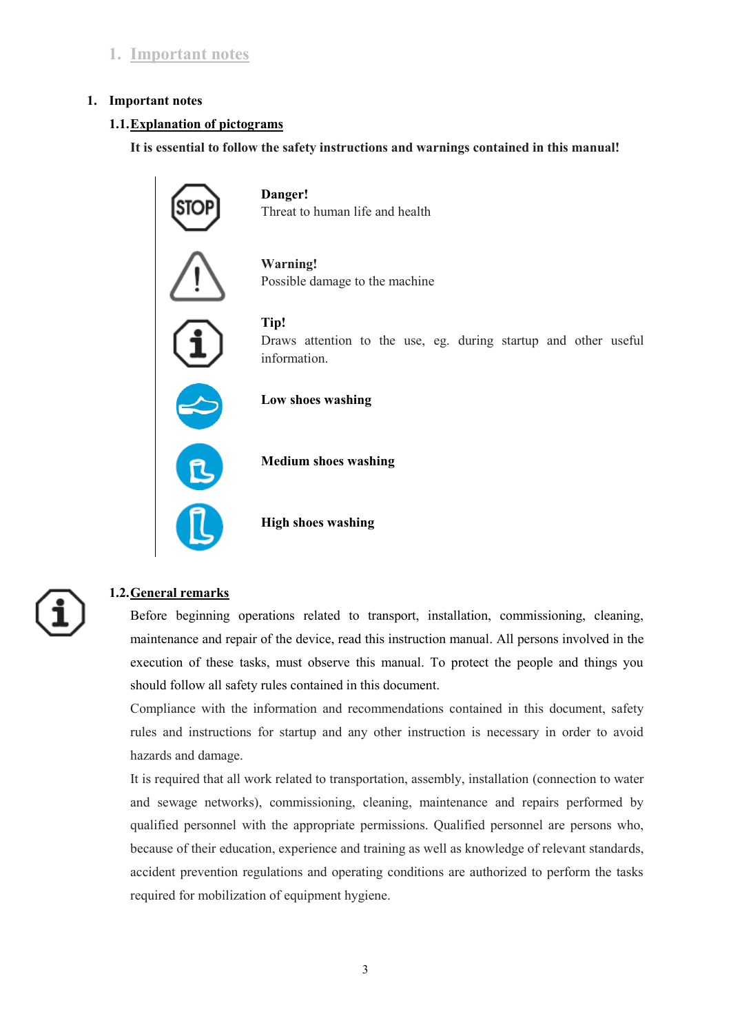# 1. Important notes

## 1.1. Explanation of pictograms

**It is essential to follow the safety instructions and warnings contained in this manual!**

**Danger!**
Threat to human life and health

**Warning!**
Possible damage to the machine

**Tip!**
Draws attention to the use, eg. during startup and other useful information.

**Low shoes washing**

**Medium shoes washing**

**High shoes washing**

## 1.2. General remarks

Before beginning operations related to transport, installation, commissioning, cleaning, maintenance and repair of the device, read this instruction manual. All persons involved in the execution of these tasks, must observe this manual. To protect the people and things you should follow all safety rules contained in this document.

Compliance with the information and recommendations contained in this document, safety rules and instructions for startup and any other instruction is necessary in order to avoid hazards and damage.

It is required that all work related to transportation, assembly, installation (connection to water and sewage networks), commissioning, cleaning, maintenance and repairs performed by qualified personnel with the appropriate permissions. Qualified personnel are persons who, because of their education, experience and training as well as knowledge of relevant standards, accident prevention regulations and operating conditions are authorized to perform the tasks required for mobilization of equipment hygiene.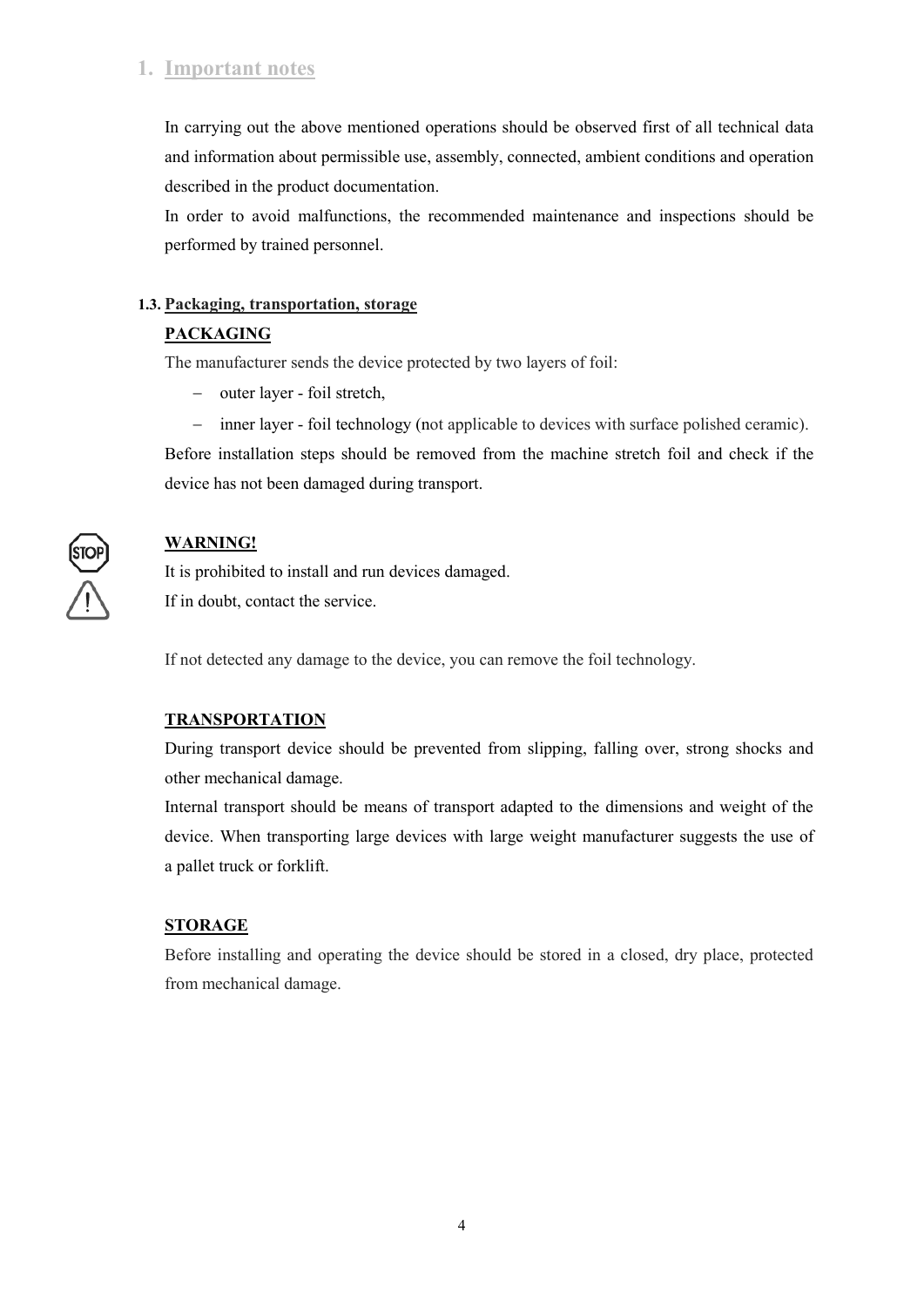# 1. Important notes

In carrying out the above mentioned operations should be observed first of all technical data and information about permissible use, assembly, connected, ambient conditions and operation described in the product documentation.

In order to avoid malfunctions, the recommended maintenance and inspections should be performed by trained personnel.

## 1.3. Packaging, transportation, storage

### PACKAGING

The manufacturer sends the device protected by two layers of foil:

- outer layer - foil stretch,
- inner layer - foil technology (not applicable to devices with surface polished ceramic).

Before installation steps should be removed from the machine stretch foil and check if the device has not been damaged during transport.

**WARNING!**

It is prohibited to install and run devices damaged.

If in doubt, contact the service.

If not detected any damage to the device, you can remove the foil technology.

### TRANSPORTATION

During transport device should be prevented from slipping, falling over, strong shocks and other mechanical damage.

Internal transport should be means of transport adapted to the dimensions and weight of the device. When transporting large devices with large weight manufacturer suggests the use of a pallet truck or forklift.

### STORAGE

Before installing and operating the device should be stored in a closed, dry place, protected from mechanical damage.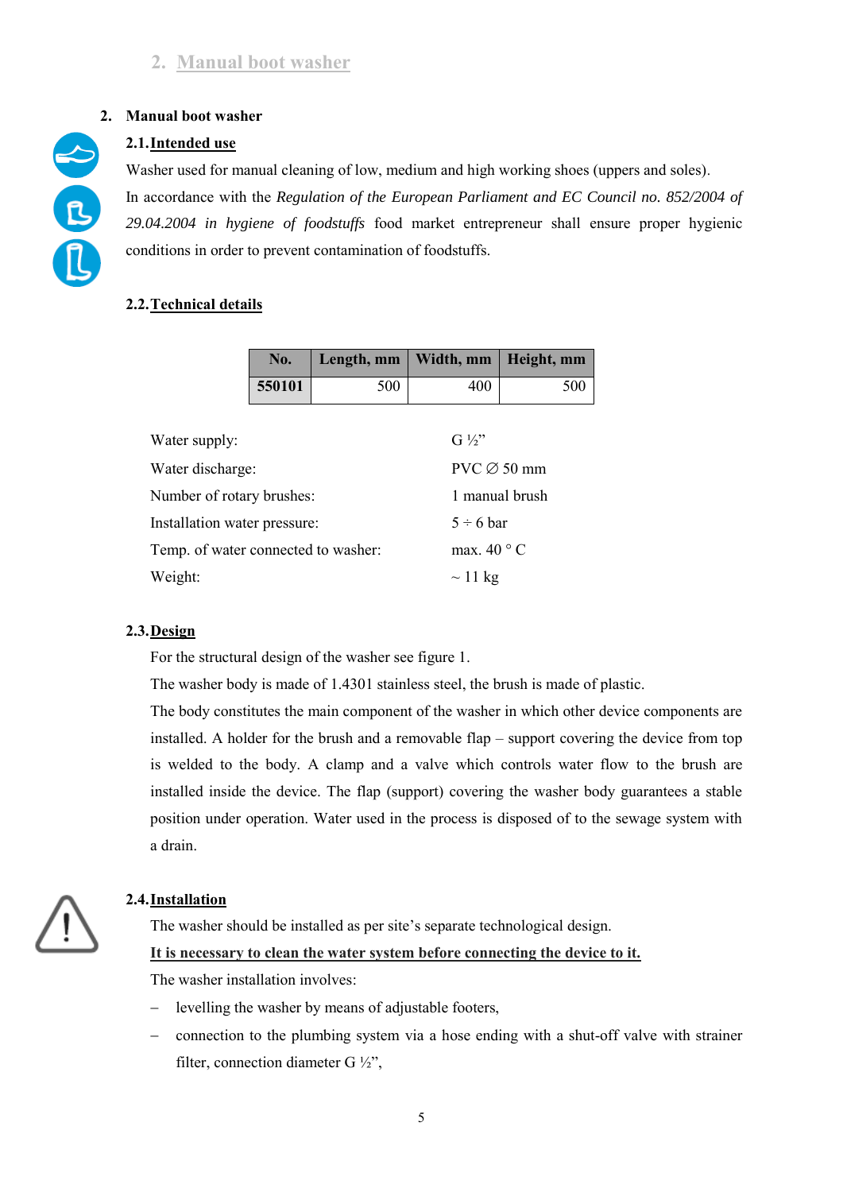## 2. Manual boot washer

### 2.1. Intended use

Washer used for manual cleaning of low, medium and high working shoes (uppers and soles).

In accordance with the *Regulation of the European Parliament and EC Council no. 852/2004 of 29.04.2004 in hygiene of foodstuffs* food market entrepreneur shall ensure proper hygienic conditions in order to prevent contamination of foodstuffs.

### 2.2. Technical details

| No. | Length, mm | Width, mm | Height, mm |
|---|---|---|---|
| **550101** | 500 | 400 | 500 |

| | |
|---|---|
| Water supply: | G ½” |
| Water discharge: | PVC ∅ 50 mm |
| Number of rotary brushes: | 1 manual brush |
| Installation water pressure: | 5 ÷ 6 bar |
| Temp. of water connected to washer: | max. 40 ° C |
| Weight: | ~ 11 kg |

### 2.3. Design

For the structural design of the washer see figure 1.

The washer body is made of 1.4301 stainless steel, the brush is made of plastic.

The body constitutes the main component of the washer in which other device components are installed. A holder for the brush and a removable flap – support covering the device from top is welded to the body. A clamp and a valve which controls water flow to the brush are installed inside the device. The flap (support) covering the washer body guarantees a stable position under operation. Water used in the process is disposed of to the sewage system with a drain.

### 2.4. Installation

The washer should be installed as per site’s separate technological design.

**It is necessary to clean the water system before connecting the device to it.**

The washer installation involves:

– levelling the washer by means of adjustable footers,

– connection to the plumbing system via a hose ending with a shut-off valve with strainer filter, connection diameter G ½”,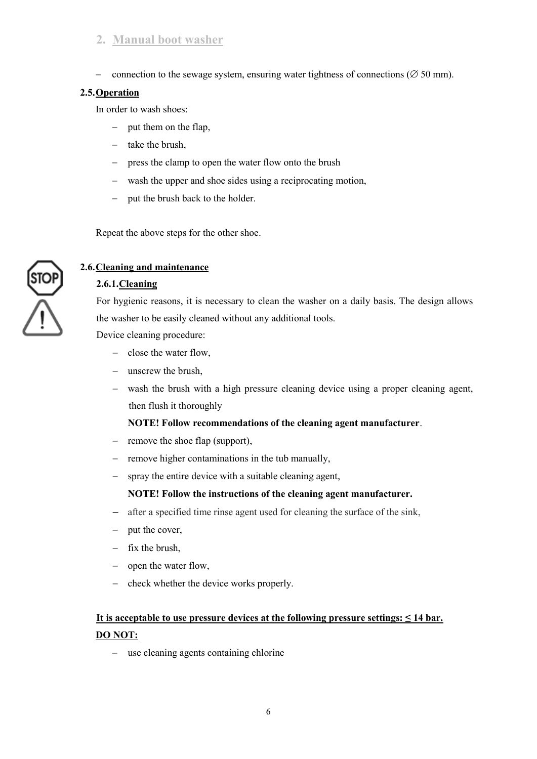## 2. Manual boot washer

– connection to the sewage system, ensuring water tightness of connections (∅ 50 mm).

### 2.5. Operation

In order to wash shoes:

- put them on the flap,
- take the brush,
- press the clamp to open the water flow onto the brush
- wash the upper and shoe sides using a reciprocating motion,
- put the brush back to the holder.

Repeat the above steps for the other shoe.

### 2.6. Cleaning and maintenance

#### 2.6.1. Cleaning

For hygienic reasons, it is necessary to clean the washer on a daily basis. The design allows the washer to be easily cleaned without any additional tools.

Device cleaning procedure:

- close the water flow,
- unscrew the brush,
- wash the brush with a high pressure cleaning device using a proper cleaning agent, then flush it thoroughly

  **NOTE! Follow recommendations of the cleaning agent manufacturer**.
- remove the shoe flap (support),
- remove higher contaminations in the tub manually,
- spray the entire device with a suitable cleaning agent,

  **NOTE! Follow the instructions of the cleaning agent manufacturer.**
- after a specified time rinse agent used for cleaning the surface of the sink,
- put the cover,
- fix the brush,
- open the water flow,
- check whether the device works properly.

**It is acceptable to use pressure devices at the following pressure settings: ≤ 14 bar.**

**DO NOT:**

- use cleaning agents containing chlorine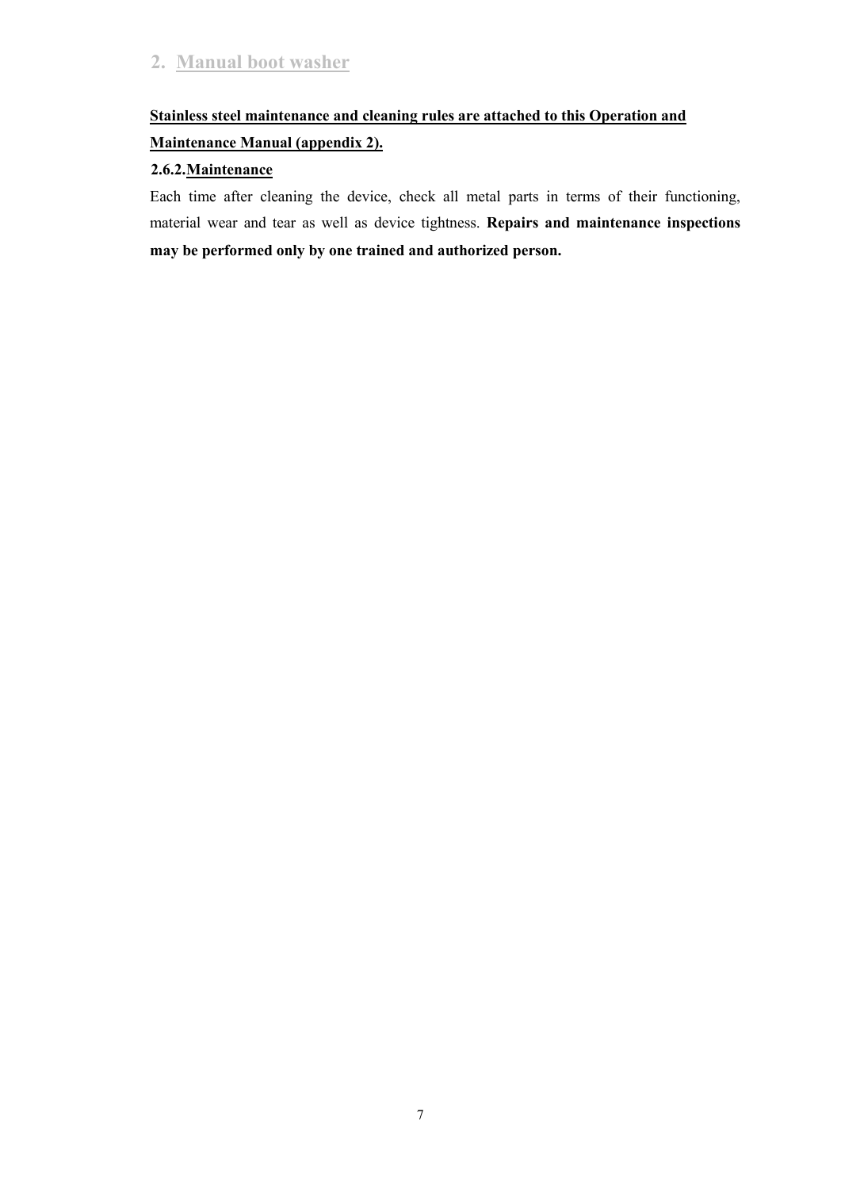## 2. Manual boot washer

**Stainless steel maintenance and cleaning rules are attached to this Operation and Maintenance Manual (appendix 2).**

### 2.6.2. Maintenance

Each time after cleaning the device, check all metal parts in terms of their functioning, material wear and tear as well as device tightness. **Repairs and maintenance inspections may be performed only by one trained and authorized person.**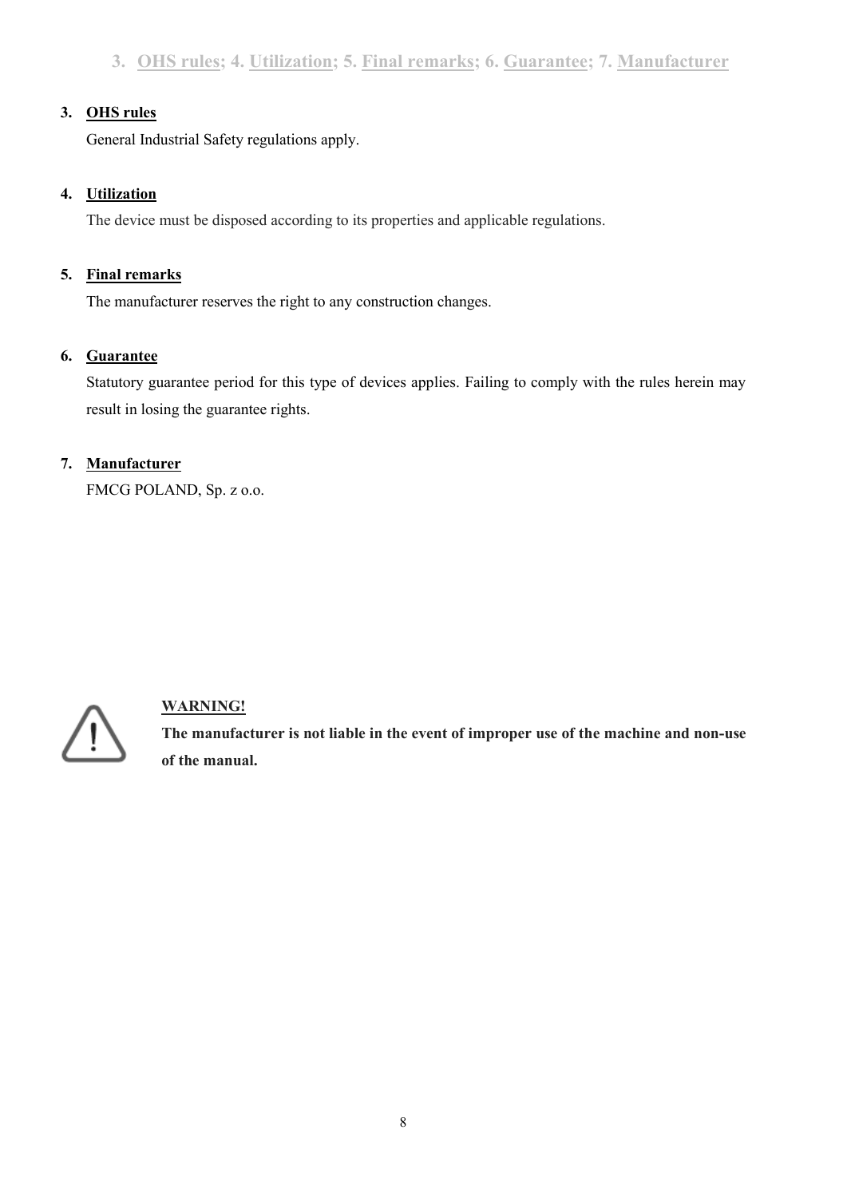## 3. OHS rules; 4. Utilization; 5. Final remarks; 6. Guarantee; 7. Manufacturer

### 3. OHS rules

General Industrial Safety regulations apply.

### 4. Utilization

The device must be disposed according to its properties and applicable regulations.

### 5. Final remarks

The manufacturer reserves the right to any construction changes.

### 6. Guarantee

Statutory guarantee period for this type of devices applies. Failing to comply with the rules herein may result in losing the guarantee rights.

### 7. Manufacturer

FMCG POLAND, Sp. z o.o.

**WARNING!**

**The manufacturer is not liable in the event of improper use of the machine and non-use of the manual.**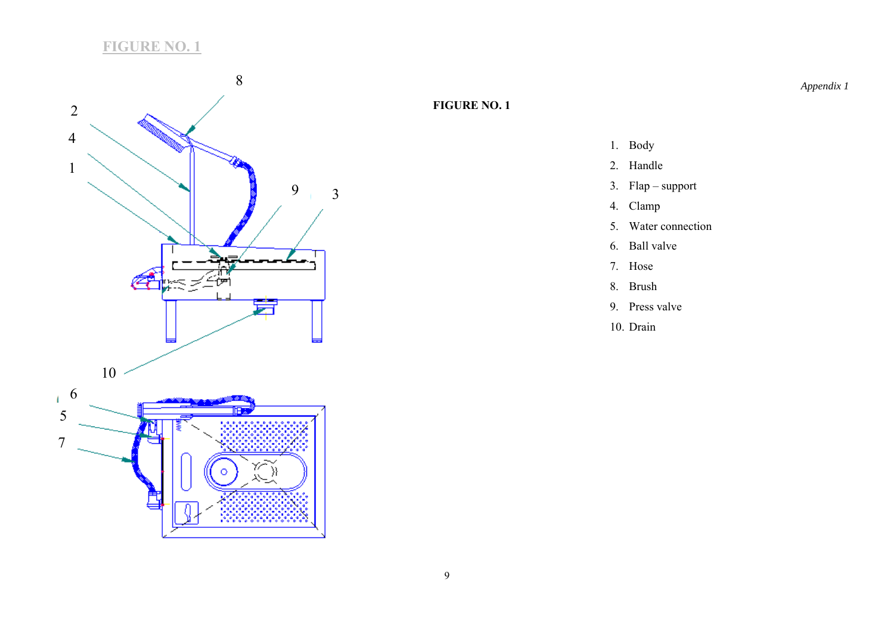FIGURE NO. 1

*Appendix 1*

**FIGURE NO. 1**

1. Body
2. Handle
3. Flap – support
4. Clamp
5. Water connection
6. Ball valve
7. Hose
8. Brush
9. Press valve
10. Drain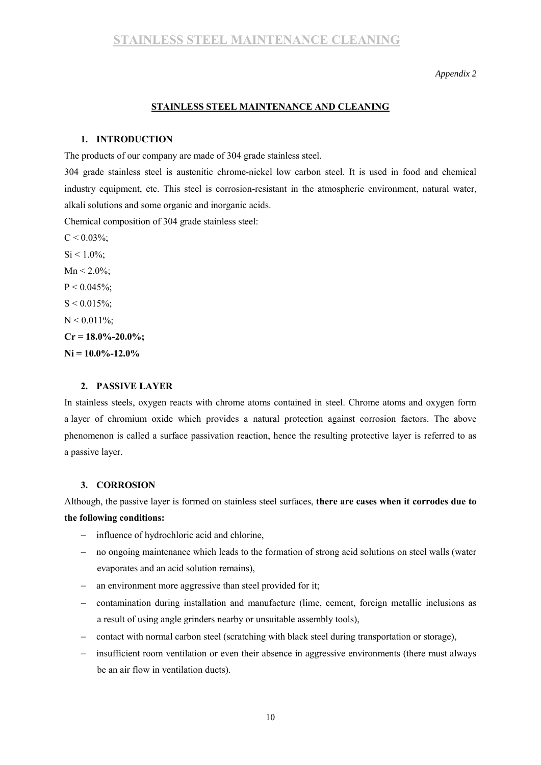*Appendix 2*

## STAINLESS STEEL MAINTENANCE AND CLEANING

### 1. INTRODUCTION

The products of our company are made of 304 grade stainless steel.

304 grade stainless steel is austenitic chrome-nickel low carbon steel. It is used in food and chemical industry equipment, etc. This steel is corrosion-resistant in the atmospheric environment, natural water, alkali solutions and some organic and inorganic acids.

Chemical composition of 304 grade stainless steel:

C < 0.03%;

Si < 1.0%;

Mn < 2.0%;

P < 0.045%;

S < 0.015%;

N < 0.011%;

**Cr = 18.0%-20.0%;**

**Ni = 10.0%-12.0%**

### 2. PASSIVE LAYER

In stainless steels, oxygen reacts with chrome atoms contained in steel. Chrome atoms and oxygen form a layer of chromium oxide which provides a natural protection against corrosion factors. The above phenomenon is called a surface passivation reaction, hence the resulting protective layer is referred to as a passive layer.

### 3. CORROSION

Although, the passive layer is formed on stainless steel surfaces, **there are cases when it corrodes due to the following conditions:**

- influence of hydrochloric acid and chlorine,
- no ongoing maintenance which leads to the formation of strong acid solutions on steel walls (water evaporates and an acid solution remains),
- an environment more aggressive than steel provided for it;
- contamination during installation and manufacture (lime, cement, foreign metallic inclusions as a result of using angle grinders nearby or unsuitable assembly tools),
- contact with normal carbon steel (scratching with black steel during transportation or storage),
- insufficient room ventilation or even their absence in aggressive environments (there must always be an air flow in ventilation ducts).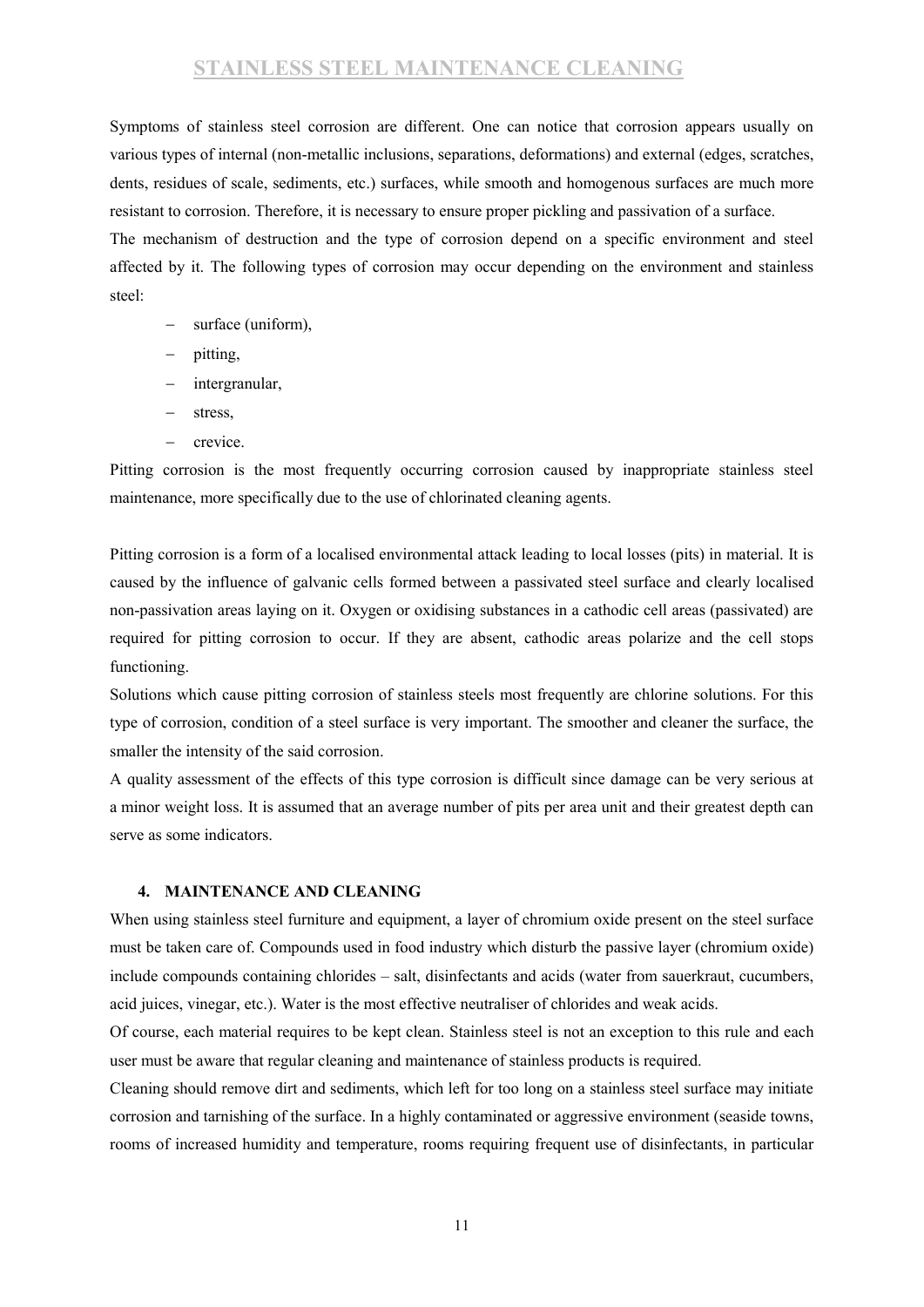Symptoms of stainless steel corrosion are different. One can notice that corrosion appears usually on various types of internal (non-metallic inclusions, separations, deformations) and external (edges, scratches, dents, residues of scale, sediments, etc.) surfaces, while smooth and homogenous surfaces are much more resistant to corrosion. Therefore, it is necessary to ensure proper pickling and passivation of a surface.

The mechanism of destruction and the type of corrosion depend on a specific environment and steel affected by it. The following types of corrosion may occur depending on the environment and stainless steel:

- surface (uniform),
- pitting,
- intergranular,
- stress,
- crevice.

Pitting corrosion is the most frequently occurring corrosion caused by inappropriate stainless steel maintenance, more specifically due to the use of chlorinated cleaning agents.

Pitting corrosion is a form of a localised environmental attack leading to local losses (pits) in material. It is caused by the influence of galvanic cells formed between a passivated steel surface and clearly localised non-passivation areas laying on it. Oxygen or oxidising substances in a cathodic cell areas (passivated) are required for pitting corrosion to occur. If they are absent, cathodic areas polarize and the cell stops functioning.

Solutions which cause pitting corrosion of stainless steels most frequently are chlorine solutions. For this type of corrosion, condition of a steel surface is very important. The smoother and cleaner the surface, the smaller the intensity of the said corrosion.

A quality assessment of the effects of this type corrosion is difficult since damage can be very serious at a minor weight loss. It is assumed that an average number of pits per area unit and their greatest depth can serve as some indicators.

## 4. MAINTENANCE AND CLEANING

When using stainless steel furniture and equipment, a layer of chromium oxide present on the steel surface must be taken care of. Compounds used in food industry which disturb the passive layer (chromium oxide) include compounds containing chlorides – salt, disinfectants and acids (water from sauerkraut, cucumbers, acid juices, vinegar, etc.). Water is the most effective neutraliser of chlorides and weak acids.

Of course, each material requires to be kept clean. Stainless steel is not an exception to this rule and each user must be aware that regular cleaning and maintenance of stainless products is required.

Cleaning should remove dirt and sediments, which left for too long on a stainless steel surface may initiate corrosion and tarnishing of the surface. In a highly contaminated or aggressive environment (seaside towns, rooms of increased humidity and temperature, rooms requiring frequent use of disinfectants, in particular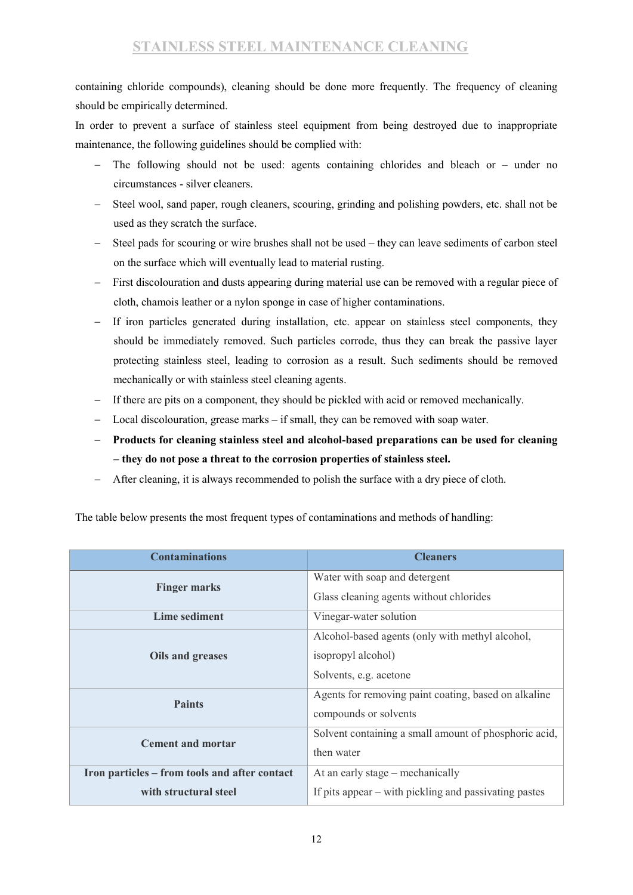containing chloride compounds), cleaning should be done more frequently. The frequency of cleaning should be empirically determined.

In order to prevent a surface of stainless steel equipment from being destroyed due to inappropriate maintenance, the following guidelines should be complied with:

- The following should not be used: agents containing chlorides and bleach or – under no circumstances - silver cleaners.
- Steel wool, sand paper, rough cleaners, scouring, grinding and polishing powders, etc. shall not be used as they scratch the surface.
- Steel pads for scouring or wire brushes shall not be used – they can leave sediments of carbon steel on the surface which will eventually lead to material rusting.
- First discolouration and dusts appearing during material use can be removed with a regular piece of cloth, chamois leather or a nylon sponge in case of higher contaminations.
- If iron particles generated during installation, etc. appear on stainless steel components, they should be immediately removed. Such particles corrode, thus they can break the passive layer protecting stainless steel, leading to corrosion as a result. Such sediments should be removed mechanically or with stainless steel cleaning agents.
- If there are pits on a component, they should be pickled with acid or removed mechanically.
- Local discolouration, grease marks – if small, they can be removed with soap water.
- **Products for cleaning stainless steel and alcohol-based preparations can be used for cleaning – they do not pose a threat to the corrosion properties of stainless steel.**
- After cleaning, it is always recommended to polish the surface with a dry piece of cloth.

The table below presents the most frequent types of contaminations and methods of handling:

| Contaminations | Cleaners |
|---|---|
| **Finger marks** | Water with soap and detergent<br>Glass cleaning agents without chlorides |
| **Lime sediment** | Vinegar-water solution |
| **Oils and greases** | Alcohol-based agents (only with methyl alcohol, isopropyl alcohol)<br>Solvents, e.g. acetone |
| **Paints** | Agents for removing paint coating, based on alkaline compounds or solvents |
| **Cement and mortar** | Solvent containing a small amount of phosphoric acid, then water |
| **Iron particles – from tools and after contact with structural steel** | At an early stage – mechanically<br>If pits appear – with pickling and passivating pastes |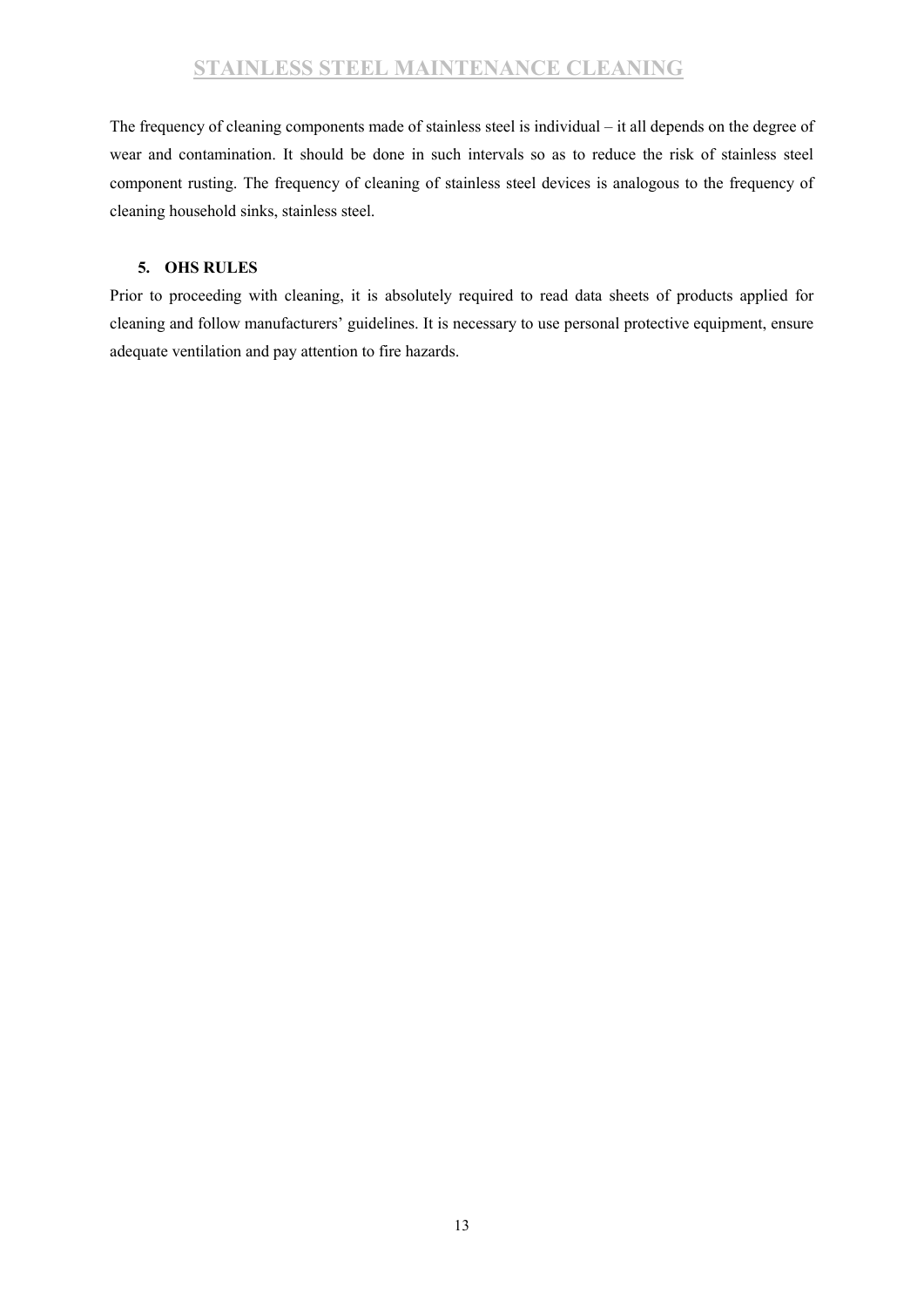The frequency of cleaning components made of stainless steel is individual – it all depends on the degree of wear and contamination. It should be done in such intervals so as to reduce the risk of stainless steel component rusting. The frequency of cleaning of stainless steel devices is analogous to the frequency of cleaning household sinks, stainless steel.

## 5. OHS RULES

Prior to proceeding with cleaning, it is absolutely required to read data sheets of products applied for cleaning and follow manufacturers' guidelines. It is necessary to use personal protective equipment, ensure adequate ventilation and pay attention to fire hazards.